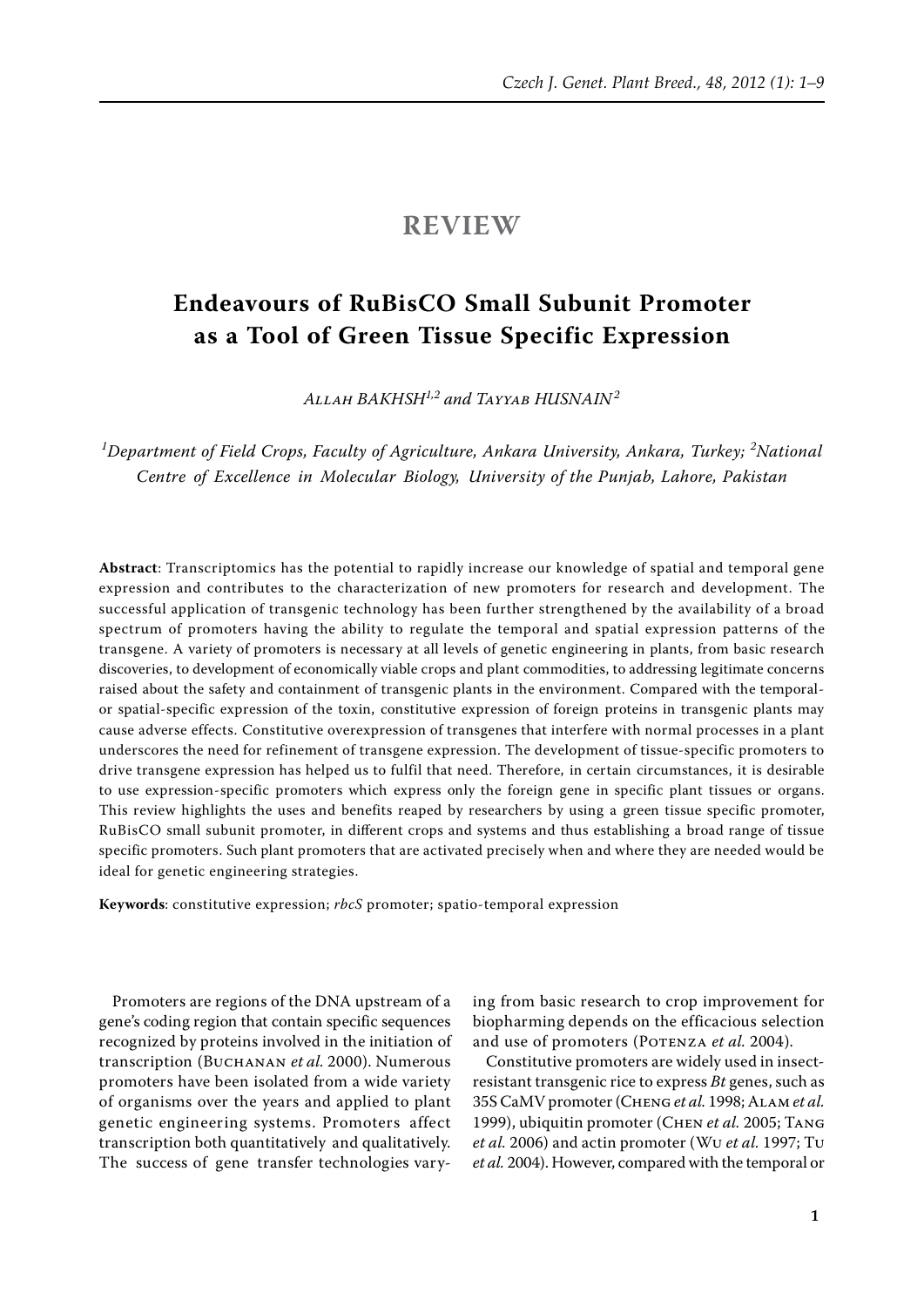# REVIEW

## Endeavours of RuBisCO Small Subunit Promoter as a Tool of Green Tissue Specific Expression

*Allah BAKHSH*[1,2] *and Tayyab HUSNAIN*[2]

[1]*Department of Field Crops, Faculty of Agriculture, Ankara University, Ankara, Turkey;* [2]*National Centre of Excellence in Molecular Biology, University of the Punjab, Lahore, Pakistan*

**Abstract**: Transcriptomics has the potential to rapidly increase our knowledge of spatial and temporal gene expression and contributes to the characterization of new promoters for research and development. The successful application of transgenic technology has been further strengthened by the availability of a broad spectrum of promoters having the ability to regulate the temporal and spatial expression patterns of the transgene. A variety of promoters is necessary at all levels of genetic engineering in plants, from basic research discoveries, to development of economically viable crops and plant commodities, to addressing legitimate concerns raised about the safety and containment of transgenic plants in the environment. Compared with the temporal- or spatial-specific expression of the toxin, constitutive expression of foreign proteins in transgenic plants may cause adverse effects. Constitutive overexpression of transgenes that interfere with normal processes in a plant underscores the need for refinement of transgene expression. The development of tissue-specific promoters to drive transgene expression has helped us to fulfil that need. Therefore, in certain circumstances, it is desirable to use expression-specific promoters which express only the foreign gene in specific plant tissues or organs. This review highlights the uses and benefits reaped by researchers by using a green tissue specific promoter, RuBisCO small subunit promoter, in different crops and systems and thus establishing a broad range of tissue specific promoters. Such plant promoters that are activated precisely when and where they are needed would be ideal for genetic engineering strategies.

**Keywords**: constitutive expression; *rbcS* promoter; spatio-temporal expression

Promoters are regions of the DNA upstream of a gene's coding region that contain specific sequences recognized by proteins involved in the initiation of transcription (Buchanan *et al.* 2000). Numerous promoters have been isolated from a wide variety of organisms over the years and applied to plant genetic engineering systems. Promoters affect transcription both quantitatively and qualitatively. The success of gene transfer technologies varying from basic research to crop improvement for biopharming depends on the efficacious selection and use of promoters (Potenza *et al.* 2004).

Constitutive promoters are widely used in insect-resistant transgenic rice to express *Bt* genes, such as 35S CaMV promoter (Cheng *et al.* 1998; Alam *et al.* 1999), ubiquitin promoter (Chen *et al.* 2005; Tang *et al.* 2006) and actin promoter (Wu *et al.* 1997; Tu *et al.* 2004). However, compared with the temporal or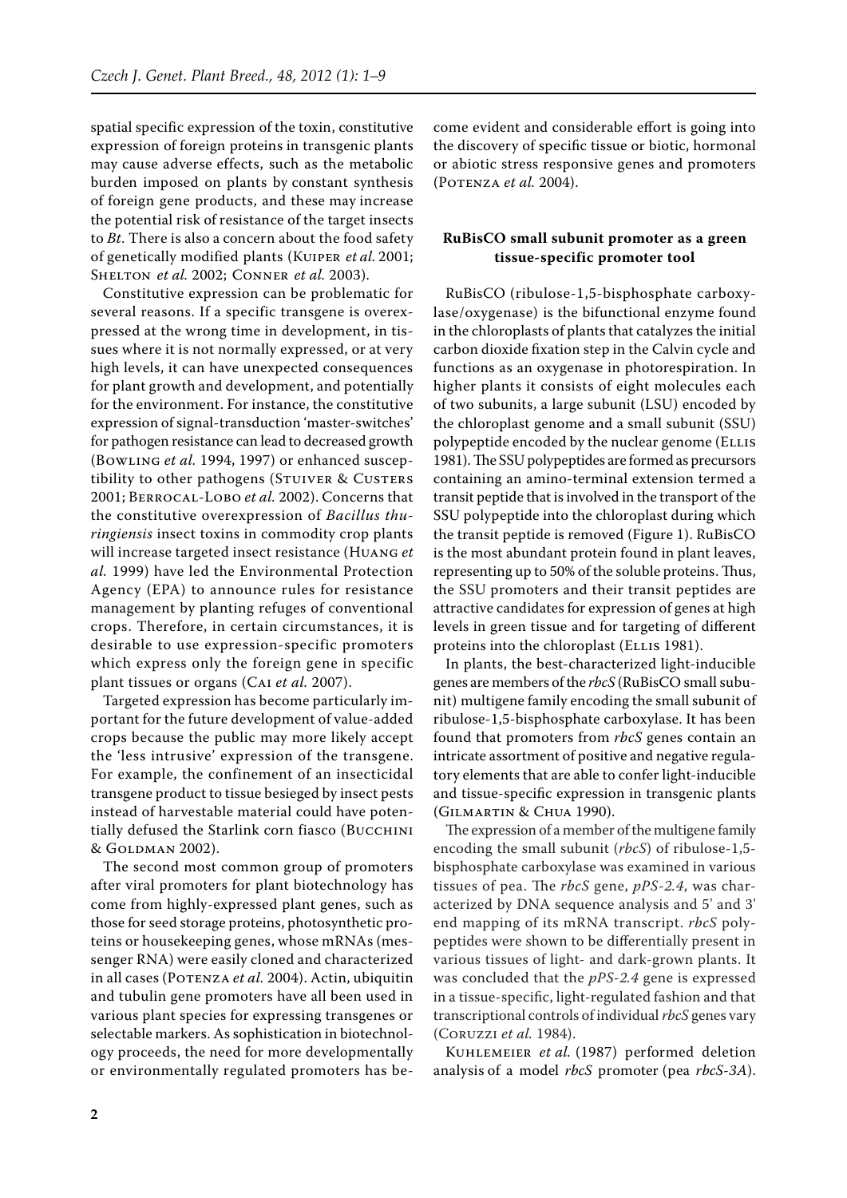spatial specific expression of the toxin, constitutive expression of foreign proteins in transgenic plants may cause adverse effects, such as the metabolic burden imposed on plants by constant synthesis of foreign gene products, and these may increase the potential risk of resistance of the target insects to *Bt*. There is also a concern about the food safety of genetically modified plants (Kuiper *et al.* 2001; Shelton *et al.* 2002; Conner *et al.* 2003).

Constitutive expression can be problematic for several reasons. If a specific transgene is overexpressed at the wrong time in development, in tissues where it is not normally expressed, or at very high levels, it can have unexpected consequences for plant growth and development, and potentially for the environment. For instance, the constitutive expression of signal-transduction 'master-switches' for pathogen resistance can lead to decreased growth (Bowling *et al.* 1994, 1997) or enhanced susceptibility to other pathogens (Stuiver & Custers 2001; Berrocal-Lobo *et al.* 2002). Concerns that the constitutive overexpression of *Bacillus thuringiensis* insect toxins in commodity crop plants will increase targeted insect resistance (Huang *et al.* 1999) have led the Environmental Protection Agency (EPA) to announce rules for resistance management by planting refuges of conventional crops. Therefore, in certain circumstances, it is desirable to use expression-specific promoters which express only the foreign gene in specific plant tissues or organs (Cai *et al.* 2007).

Targeted expression has become particularly important for the future development of value-added crops because the public may more likely accept the 'less intrusive' expression of the transgene. For example, the confinement of an insecticidal transgene product to tissue besieged by insect pests instead of harvestable material could have potentially defused the Starlink corn fiasco (Bucchini & Goldman 2002).

The second most common group of promoters after viral promoters for plant biotechnology has come from highly-expressed plant genes, such as those for seed storage proteins, photosynthetic proteins or housekeeping genes, whose mRNAs (messenger RNA) were easily cloned and characterized in all cases (Potenza *et al.* 2004). Actin, ubiquitin and tubulin gene promoters have all been used in various plant species for expressing transgenes or selectable markers. As sophistication in biotechnology proceeds, the need for more developmentally or environmentally regulated promoters has become evident and considerable effort is going into the discovery of specific tissue or biotic, hormonal or abiotic stress responsive genes and promoters (Potenza *et al.* 2004).

## RuBisCO small subunit promoter as a green tissue-specific promoter tool

RuBisCO (ribulose-1,5-bisphosphate carboxylase/oxygenase) is the bifunctional enzyme found in the chloroplasts of plants that catalyzes the initial carbon dioxide fixation step in the Calvin cycle and functions as an oxygenase in photorespiration. In higher plants it consists of eight molecules each of two subunits, a large subunit (LSU) encoded by the chloroplast genome and a small subunit (SSU) polypeptide encoded by the nuclear genome (Ellis 1981). The SSU polypeptides are formed as precursors containing an amino-terminal extension termed a transit peptide that is involved in the transport of the SSU polypeptide into the chloroplast during which the transit peptide is removed (Figure 1). RuBisCO is the most abundant protein found in plant leaves, representing up to 50% of the soluble proteins. Thus, the SSU promoters and their transit peptides are attractive candidates for expression of genes at high levels in green tissue and for targeting of different proteins into the chloroplast (Ellis 1981).

In plants, the best-characterized light-inducible genes are members of the *rbcS* (RuBisCO small subunit) multigene family encoding the small subunit of ribulose-1,5-bisphosphate carboxylase. It has been found that promoters from *rbcS* genes contain an intricate assortment of positive and negative regulatory elements that are able to confer light-inducible and tissue-specific expression in transgenic plants (Gilmartin & Chua 1990).

The expression of a member of the multigene family encoding the small subunit (*rbcS*) of ribulose-1,5-bisphosphate carboxylase was examined in various tissues of pea. The *rbcS* gene, *pPS-2.4*, was characterized by DNA sequence analysis and 5' and 3' end mapping of its mRNA transcript. *rbcS* polypeptides were shown to be differentially present in various tissues of light- and dark-grown plants. It was concluded that the *pPS-2.4* gene is expressed in a tissue-specific, light-regulated fashion and that transcriptional controls of individual *rbcS* genes vary (Coruzzi *et al.* 1984).

Kuhlemeier *et al.* (1987) performed deletion analysis of a model *rbcS* promoter (pea *rbcS-3A*).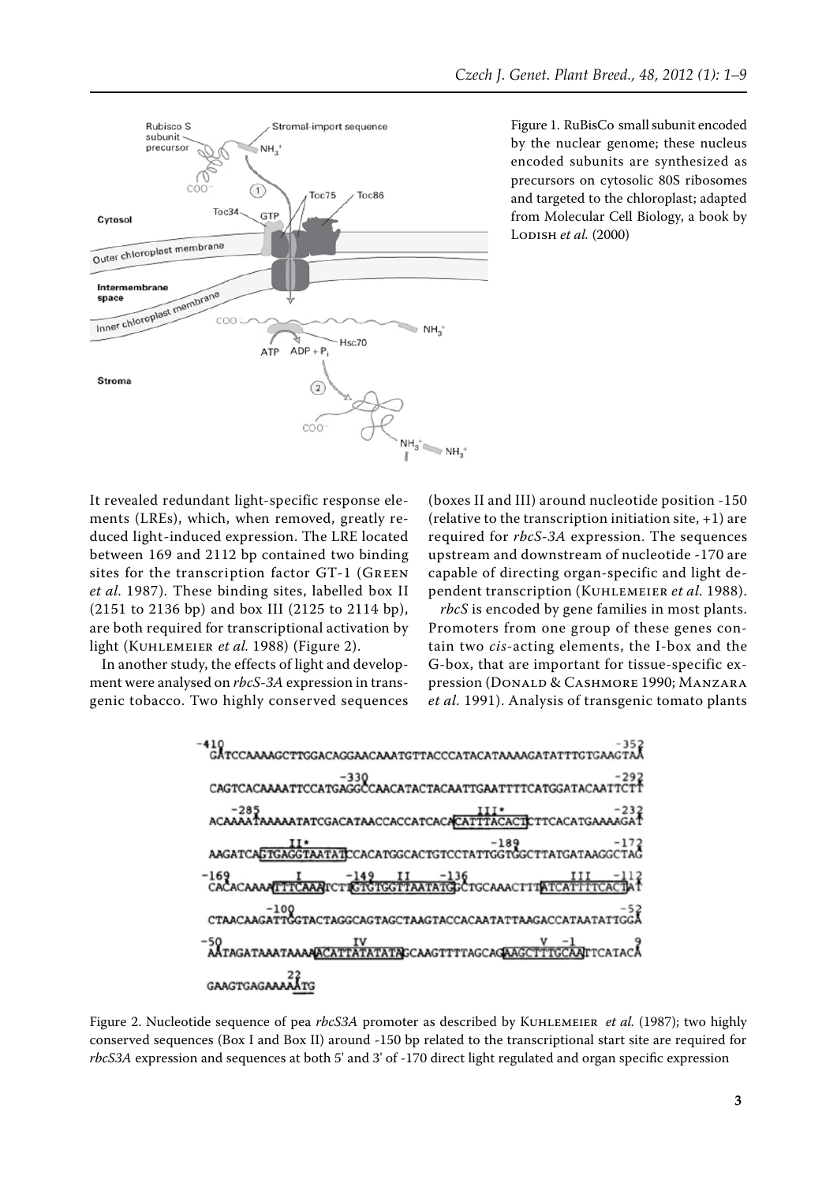Figure 1. RuBisCo small subunit encoded by the nuclear genome; these nucleus encoded subunits are synthesized as precursors on cytosolic 80S ribosomes and targeted to the chloroplast; adapted from Molecular Cell Biology, a book by Lodish *et al.* (2000)

It revealed redundant light-specific response elements (LREs), which, when removed, greatly reduced light-induced expression. The LRE located between 169 and 2112 bp contained two binding sites for the transcription factor GT-1 (Green *et al.* 1987). These binding sites, labelled box II (2151 to 2136 bp) and box III (2125 to 2114 bp), are both required for transcriptional activation by light (Kuhlemeier *et al.* 1988) (Figure 2).

In another study, the effects of light and development were analysed on *rbcS-3A* expression in transgenic tobacco. Two highly conserved sequences (boxes II and III) around nucleotide position -150 (relative to the transcription initiation site, +1) are required for *rbcS-3A* expression. The sequences upstream and downstream of nucleotide -170 are capable of directing organ-specific and light dependent transcription (Kuhlemeier *et al.* 1988).

*rbcS* is encoded by gene families in most plants. Promoters from one group of these genes contain two *cis*-acting elements, the I-box and the G-box, that are important for tissue-specific expression (Donald & Cashmore 1990; Manzara *et al.* 1991). Analysis of transgenic tomato plants

Figure 2. Nucleotide sequence of pea *rbcS3A* promoter as described by Kuhlemeier *et al.* (1987); two highly conserved sequences (Box I and Box II) around -150 bp related to the transcriptional start site are required for *rbcS3A* expression and sequences at both 5' and 3' of -170 direct light regulated and organ specific expression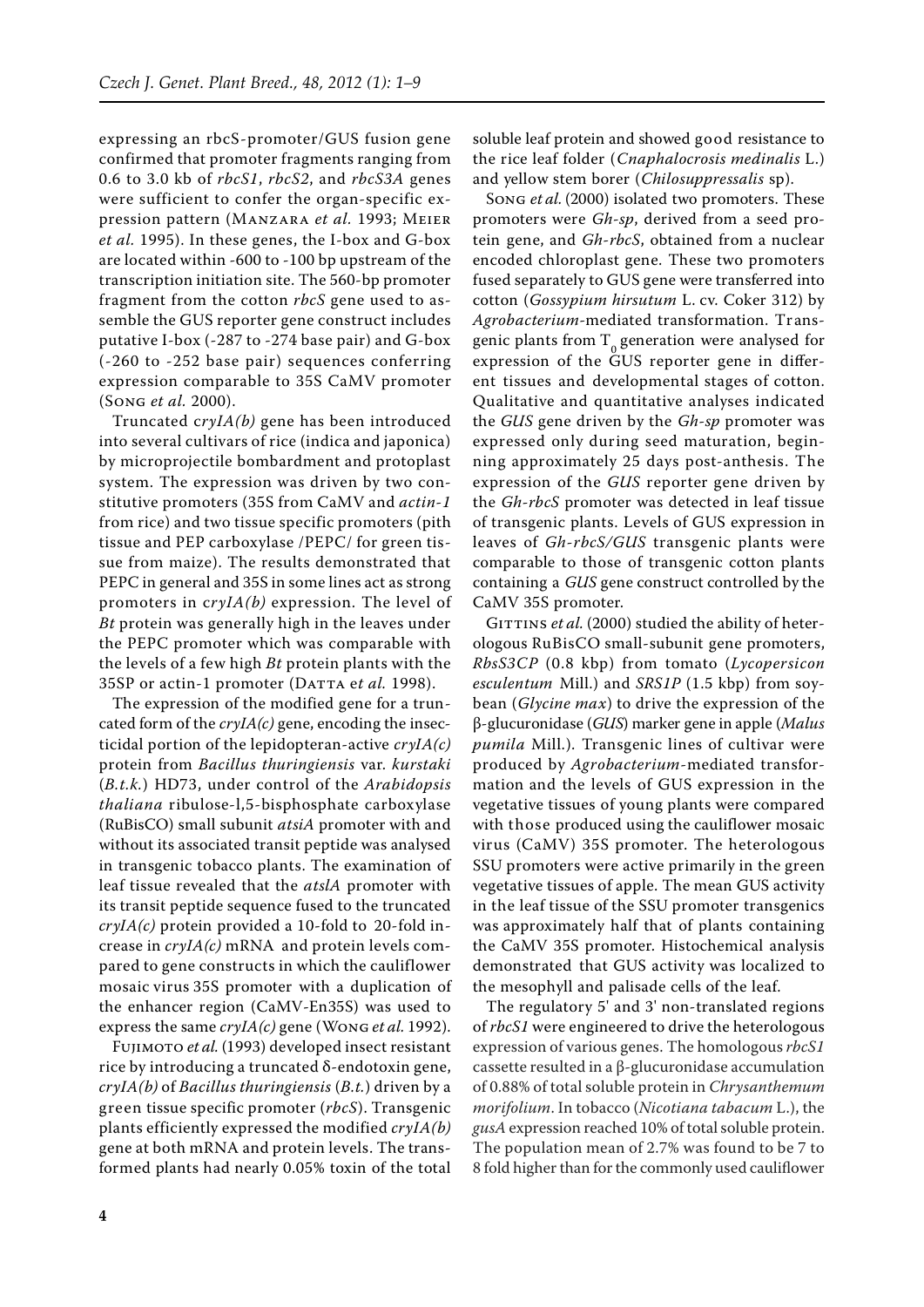expressing an rbcS-promoter/GUS fusion gene confirmed that promoter fragments ranging from 0.6 to 3.0 kb of *rbcS1*, *rbcS2*, and *rbcS3A* genes were sufficient to confer the organ-specific expression pattern (Manzara *et al.* 1993; Meier *et al.* 1995). In these genes, the I-box and G-box are located within -600 to -100 bp upstream of the transcription initiation site. The 560-bp promoter fragment from the cotton *rbcS* gene used to assemble the GUS reporter gene construct includes putative I-box (-287 to -274 base pair) and G-box (-260 to -252 base pair) sequences conferring expression comparable to 35S CaMV promoter (Song *et al.* 2000).

Truncated *cryIA(b)* gene has been introduced into several cultivars of rice (indica and japonica) by microprojectile bombardment and protoplast system. The expression was driven by two constitutive promoters (35S from CaMV and *actin-1* from rice) and two tissue specific promoters (pith tissue and PEP carboxylase /PEPC/ for green tissue from maize). The results demonstrated that PEPC in general and 35S in some lines act as strong promoters in *cryIA(b)* expression. The level of *Bt* protein was generally high in the leaves under the PEPC promoter which was comparable with the levels of a few high *Bt* protein plants with the 35SP or actin-1 promoter (Datta e*t al.* 1998).

The expression of the modified gene for a truncated form of the *cryIA(c)* gene, encoding the insecticidal portion of the lepidopteran-active *cryIA(c)* protein from *Bacillus thuringiensis* var. *kurstaki* (*B.t.k.*) HD73, under control of the *Arabidopsis thaliana* ribulose-l,5-bisphosphate carboxylase (RuBisCO) small subunit *atsiA* promoter with and without its associated transit peptide was analysed in transgenic tobacco plants. The examination of leaf tissue revealed that the *atslA* promoter with its transit peptide sequence fused to the truncated *cryIA(c)* protein provided a 10-fold to 20-fold increase in *cryIA(c)* mRNA and protein levels compared to gene constructs in which the cauliflower mosaic virus 35S promoter with a duplication of the enhancer region (CaMV-En35S) was used to express the same *cryIA(c)* gene (Wong *et al.* 1992).

Fujimoto *et al.* (1993) developed insect resistant rice by introducing a truncated δ-endotoxin gene, *cryIA(b)* of *Bacillus thuringiensis* (*B.t.*) driven by a green tissue specific promoter (*rbcS*). Transgenic plants efficiently expressed the modified *cryIA(b)* gene at both mRNA and protein levels. The transformed plants had nearly 0.05% toxin of the total soluble leaf protein and showed good resistance to the rice leaf folder (*Cnaphalocrosis medinalis* L.) and yellow stem borer (*Chilosuppressalis* sp).

Song *et al.* (2000) isolated two promoters. These promoters were *Gh-sp*, derived from a seed protein gene, and *Gh-rbcS*, obtained from a nuclear encoded chloroplast gene. These two promoters fused separately to GUS gene were transferred into cotton (*Gossypium hirsutum* L. cv. Coker 312) by *Agrobacterium*-mediated transformation. Transgenic plants from $T_0$ generation were analysed for expression of the GUS reporter gene in different tissues and developmental stages of cotton. Qualitative and quantitative analyses indicated the *GUS* gene driven by the *Gh-sp* promoter was expressed only during seed maturation, beginning approximately 25 days post-anthesis. The expression of the *GUS* reporter gene driven by the *Gh-rbcS* promoter was detected in leaf tissue of transgenic plants. Levels of GUS expression in leaves of *Gh-rbcS/GUS* transgenic plants were comparable to those of transgenic cotton plants containing a *GUS* gene construct controlled by the CaMV 35S promoter.

Gittins *et al.* (2000) studied the ability of heterologous RuBisCO small-subunit gene promoters, *RbsS3CP* (0.8 kbp) from tomato (*Lycopersicon esculentum* Mill.) and *SRS1P* (1.5 kbp) from soybean (*Glycine max*) to drive the expression of the β-glucuronidase (*GUS*) marker gene in apple (*Malus pumila* Mill.). Transgenic lines of cultivar were produced by *Agrobacterium*-mediated transformation and the levels of GUS expression in the vegetative tissues of young plants were compared with those produced using the cauliflower mosaic virus (CaMV) 35S promoter. The heterologous SSU promoters were active primarily in the green vegetative tissues of apple. The mean GUS activity in the leaf tissue of the SSU promoter transgenics was approximately half that of plants containing the CaMV 35S promoter. Histochemical analysis demonstrated that GUS activity was localized to the mesophyll and palisade cells of the leaf.

The regulatory 5' and 3' non-translated regions of *rbcS1* were engineered to drive the heterologous expression of various genes. The homologous *rbcS1* cassette resulted in a β-glucuronidase accumulation of 0.88% of total soluble protein in *Chrysanthemum morifolium*. In tobacco (*Nicotiana tabacum* L.), the *gusA* expression reached 10% of total soluble protein. The population mean of 2.7% was found to be 7 to 8 fold higher than for the commonly used cauliflower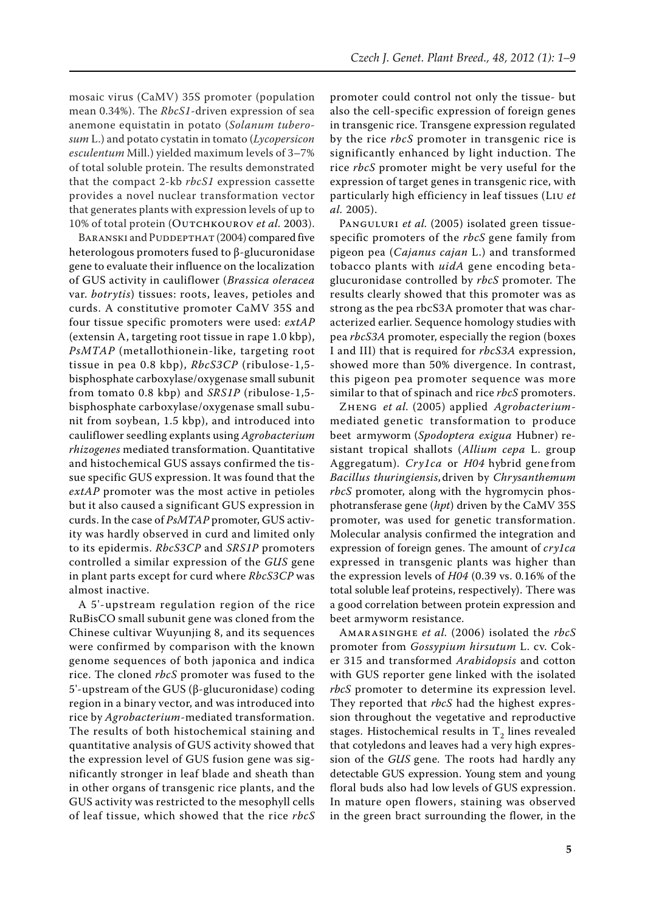mosaic virus (CaMV) 35S promoter (population mean 0.34%). The *RbcS1*-driven expression of sea anemone equistatin in potato (*Solanum tuberosum* L.) and potato cystatin in tomato (*Lycopersicon esculentum* Mill.) yielded maximum levels of 3–7% of total soluble protein. The results demonstrated that the compact 2-kb *rbcS1* expression cassette provides a novel nuclear transformation vector that generates plants with expression levels of up to 10% of total protein (Outchkourov *et al.* 2003).

Baranski and Puddephat (2004) compared five heterologous promoters fused to β-glucuronidase gene to evaluate their influence on the localization of GUS activity in cauliflower (*Brassica oleracea* var. *botrytis*) tissues: roots, leaves, petioles and curds. A constitutive promoter CaMV 35S and four tissue specific promoters were used: *extAP* (extensin A, targeting root tissue in rape 1.0 kbp), *PsMTAP* (metallothionein-like, targeting root tissue in pea 0.8 kbp), *RbcS3CP* (ribulose-1,5-bisphosphate carboxylase/oxygenase small subunit from tomato 0.8 kbp) and *SRS1P* (ribulose-1,5-bisphosphate carboxylase/oxygenase small subunit from soybean, 1.5 kbp), and introduced into cauliflower seedling explants using *Agrobacterium rhizogenes* mediated transformation. Quantitative and histochemical GUS assays confirmed the tissue specific GUS expression. It was found that the *extAP* promoter was the most active in petioles but it also caused a significant GUS expression in curds. In the case of *PsMTAP* promoter, GUS activity was hardly observed in curd and limited only to its epidermis. *RbcS3CP* and *SRS1P* promoters controlled a similar expression of the *GUS* gene in plant parts except for curd where *RbcS3CP* was almost inactive.

A 5'-upstream regulation region of the rice RuBisCO small subunit gene was cloned from the Chinese cultivar Wuyunjing 8, and its sequences were confirmed by comparison with the known genome sequences of both japonica and indica rice. The cloned *rbcS* promoter was fused to the 5'-upstream of the GUS (β-glucuronidase) coding region in a binary vector, and was introduced into rice by *Agrobacterium*-mediated transformation. The results of both histochemical staining and quantitative analysis of GUS activity showed that the expression level of GUS fusion gene was significantly stronger in leaf blade and sheath than in other organs of transgenic rice plants, and the GUS activity was restricted to the mesophyll cells of leaf tissue, which showed that the rice *rbcS* promoter could control not only the tissue- but also the cell-specific expression of foreign genes in transgenic rice. Transgene expression regulated by the rice *rbcS* promoter in transgenic rice is significantly enhanced by light induction. The rice *rbcS* promoter might be very useful for the expression of target genes in transgenic rice, with particularly high efficiency in leaf tissues (Liu *et al.* 2005).

Panguluri *et al.* (2005) isolated green tissue-specific promoters of the *rbcS* gene family from pigeon pea (*Cajanus cajan* L.) and transformed tobacco plants with *uidA* gene encoding beta-glucuronidase controlled by *rbcS* promoter. The results clearly showed that this promoter was as strong as the pea rbcS3A promoter that was characterized earlier. Sequence homology studies with pea *rbcS3A* promoter, especially the region (boxes I and III) that is required for *rbcS3A* expression, showed more than 50% divergence. In contrast, this pigeon pea promoter sequence was more similar to that of spinach and rice *rbcS* promoters.

Zheng *et al.* (2005) applied *Agrobacterium*-mediated genetic transformation to produce beet armyworm (*Spodoptera exigua* Hubner) resistant tropical shallots (*Allium cepa* L. group Aggregatum). *Cry1ca* or *H04* hybrid gene from *Bacillus thuringiensis*, driven by *Chrysanthemum rbcS* promoter, along with the hygromycin phosphotransferase gene (*hpt*) driven by the CaMV 35S promoter, was used for genetic transformation. Molecular analysis confirmed the integration and expression of foreign genes. The amount of *cry1ca* expressed in transgenic plants was higher than the expression levels of *H04* (0.39 vs. 0.16% of the total soluble leaf proteins, respectively). There was a good correlation between protein expression and beet armyworm resistance.

Amarasinghe *et al.* (2006) isolated the *rbcS* promoter from *Gossypium hirsutum* L. cv. Coker 315 and transformed *Arabidopsis* and cotton with GUS reporter gene linked with the isolated *rbcS* promoter to determine its expression level. They reported that *rbcS* had the highest expression throughout the vegetative and reproductive stages. Histochemical results in $T_2$ lines revealed that cotyledons and leaves had a very high expression of the *GUS* gene. The roots had hardly any detectable GUS expression. Young stem and young floral buds also had low levels of GUS expression. In mature open flowers, staining was observed in the green bract surrounding the flower, in the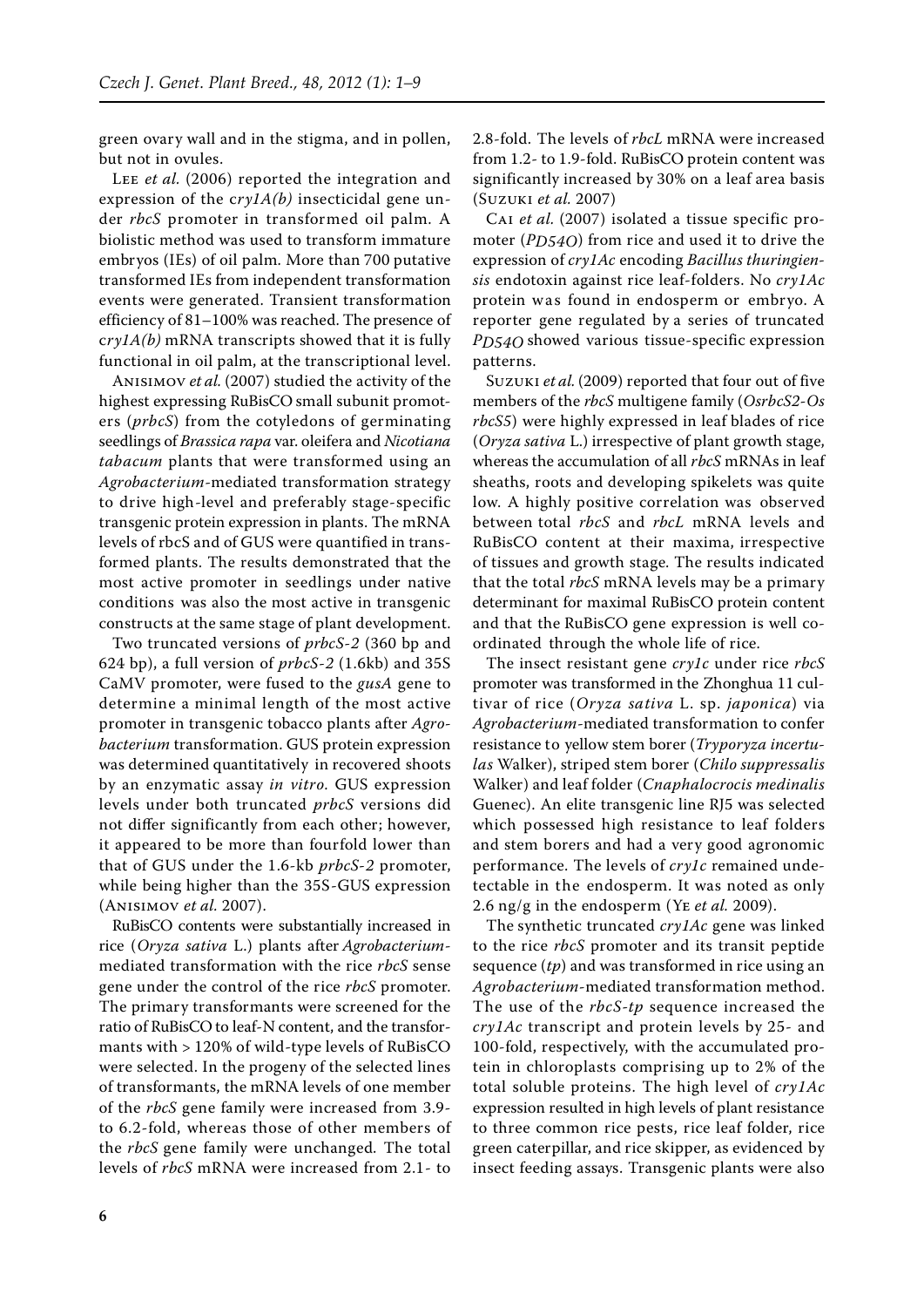green ovary wall and in the stigma, and in pollen, but not in ovules.

Lee *et al.* (2006) reported the integration and expression of the *cry1A(b)* insecticidal gene under *rbcS* promoter in transformed oil palm. A biolistic method was used to transform immature embryos (IEs) of oil palm. More than 700 putative transformed IEs from independent transformation events were generated. Transient transformation efficiency of 81–100% was reached. The presence of *cry1A(b)* mRNA transcripts showed that it is fully functional in oil palm, at the transcriptional level.

Anisimov *et al.* (2007) studied the activity of the highest expressing RuBisCO small subunit promoters (*prbcS*) from the cotyledons of germinating seedlings of *Brassica rapa* var. oleifera and *Nicotiana tabacum* plants that were transformed using an *Agrobacterium*-mediated transformation strategy to drive high-level and preferably stage-specific transgenic protein expression in plants. The mRNA levels of rbcS and of GUS were quantified in transformed plants. The results demonstrated that the most active promoter in seedlings under native conditions was also the most active in transgenic constructs at the same stage of plant development.

Two truncated versions of *prbcS-2* (360 bp and 624 bp), a full version of *prbcS-2* (1.6kb) and 35S CaMV promoter, were fused to the *gusA* gene to determine a minimal length of the most active promoter in transgenic tobacco plants after *Agrobacterium* transformation. GUS protein expression was determined quantitatively in recovered shoots by an enzymatic assay *in vitro*. GUS expression levels under both truncated *prbcS* versions did not differ significantly from each other; however, it appeared to be more than fourfold lower than that of GUS under the 1.6-kb *prbcS-2* promoter, while being higher than the 35S-GUS expression (Anisimov *et al.* 2007).

RuBisCO contents were substantially increased in rice (*Oryza sativa* L.) plants after *Agrobacterium*-mediated transformation with the rice *rbcS* sense gene under the control of the rice *rbcS* promoter. The primary transformants were screened for the ratio of RuBisCO to leaf-N content, and the transformants with > 120% of wild-type levels of RuBisCO were selected. In the progeny of the selected lines of transformants, the mRNA levels of one member of the *rbcS* gene family were increased from 3.9- to 6.2-fold, whereas those of other members of the *rbcS* gene family were unchanged. The total levels of *rbcS* mRNA were increased from 2.1- to 2.8-fold. The levels of *rbcL* mRNA were increased from 1.2- to 1.9-fold. RuBisCO protein content was significantly increased by 30% on a leaf area basis (Suzuki *et al.* 2007)

Cai *et al.* (2007) isolated a tissue specific promoter (*PD54O*) from rice and used it to drive the expression of *cry1Ac* encoding *Bacillus thuringiensis* endotoxin against rice leaf-folders. No *cry1Ac* protein was found in endosperm or embryo. A reporter gene regulated by a series of truncated *PD54O* showed various tissue-specific expression patterns.

Suzuki *et al.* (2009) reported that four out of five members of the *rbcS* multigene family (*OsrbcS2-Os rbcS5*) were highly expressed in leaf blades of rice (*Oryza sativa* L.) irrespective of plant growth stage, whereas the accumulation of all *rbcS* mRNAs in leaf sheaths, roots and developing spikelets was quite low. A highly positive correlation was observed between total *rbcS* and *rbcL* mRNA levels and RuBisCO content at their maxima, irrespective of tissues and growth stage. The results indicated that the total *rbcS* mRNA levels may be a primary determinant for maximal RuBisCO protein content and that the RuBisCO gene expression is well coordinated through the whole life of rice.

The insect resistant gene *cry1c* under rice *rbcS* promoter was transformed in the Zhonghua 11 cultivar of rice (*Oryza sativa* L. sp. *japonica*) via *Agrobacterium*-mediated transformation to confer resistance to yellow stem borer (*Tryporyza incertulas* Walker), striped stem borer (*Chilo suppressalis* Walker) and leaf folder (*Cnaphalocrocis medinalis* Guenec). An elite transgenic line RJ5 was selected which possessed high resistance to leaf folders and stem borers and had a very good agronomic performance. The levels of *cry1c* remained undetectable in the endosperm. It was noted as only 2.6 ng/g in the endosperm (Ye *et al.* 2009).

The synthetic truncated *cry1Ac* gene was linked to the rice *rbcS* promoter and its transit peptide sequence (*tp*) and was transformed in rice using an *Agrobacterium*-mediated transformation method. The use of the *rbcS-tp* sequence increased the *cry1Ac* transcript and protein levels by 25- and 100-fold, respectively, with the accumulated protein in chloroplasts comprising up to 2% of the total soluble proteins. The high level of *cry1Ac* expression resulted in high levels of plant resistance to three common rice pests, rice leaf folder, rice green caterpillar, and rice skipper, as evidenced by insect feeding assays. Transgenic plants were also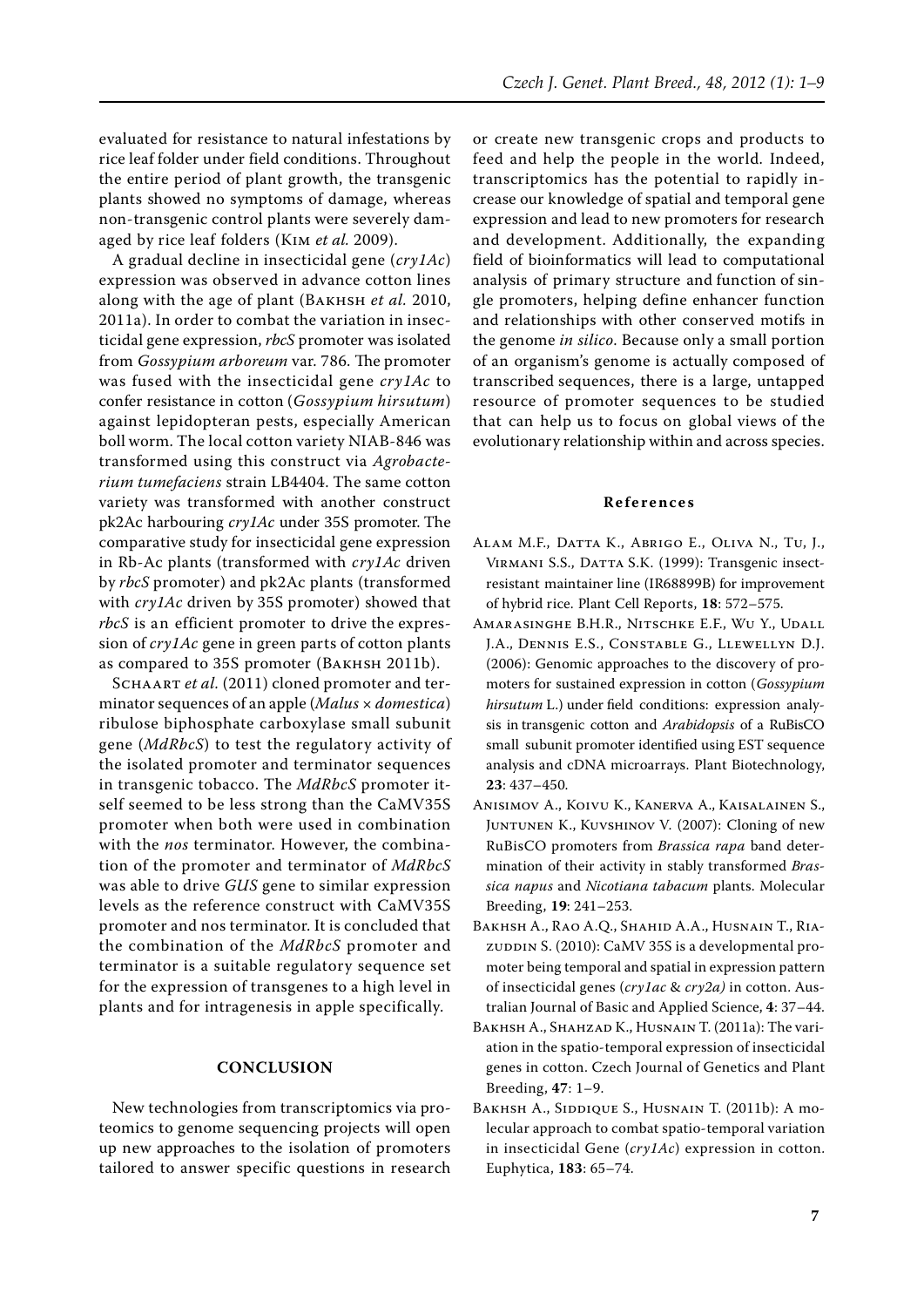evaluated for resistance to natural infestations by rice leaf folder under field conditions. Throughout the entire period of plant growth, the transgenic plants showed no symptoms of damage, whereas non-transgenic control plants were severely damaged by rice leaf folders (Kim *et al.* 2009).

A gradual decline in insecticidal gene (*cry1Ac*) expression was observed in advance cotton lines along with the age of plant (Bakhsh *et al.* 2010, 2011a). In order to combat the variation in insecticidal gene expression, *rbcS* promoter was isolated from *Gossypium arboreum* var. 786. The promoter was fused with the insecticidal gene *cry1Ac* to confer resistance in cotton (*Gossypium hirsutum*) against lepidopteran pests, especially American boll worm. The local cotton variety NIAB-846 was transformed using this construct via *Agrobacterium tumefaciens* strain LB4404. The same cotton variety was transformed with another construct pk2Ac harbouring *cry1Ac* under 35S promoter. The comparative study for insecticidal gene expression in Rb-Ac plants (transformed with *cry1Ac* driven by *rbcS* promoter) and pk2Ac plants (transformed with *cry1Ac* driven by 35S promoter) showed that *rbcS* is an efficient promoter to drive the expression of *cry1Ac* gene in green parts of cotton plants as compared to 35S promoter (Bakhsh 2011b).

Schaart *et al.* (2011) cloned promoter and terminator sequences of an apple (*Malus* × *domestica*) ribulose biphosphate carboxylase small subunit gene (*MdRbcS*) to test the regulatory activity of the isolated promoter and terminator sequences in transgenic tobacco. The *MdRbcS* promoter itself seemed to be less strong than the CaMV35S promoter when both were used in combination with the *nos* terminator. However, the combination of the promoter and terminator of *MdRbcS* was able to drive *GUS* gene to similar expression levels as the reference construct with CaMV35S promoter and nos terminator. It is concluded that the combination of the *MdRbcS* promoter and terminator is a suitable regulatory sequence set for the expression of transgenes to a high level in plants and for intragenesis in apple specifically.

## CONCLUSION

New technologies from transcriptomics via proteomics to genome sequencing projects will open up new approaches to the isolation of promoters tailored to answer specific questions in research or create new transgenic crops and products to feed and help the people in the world. Indeed, transcriptomics has the potential to rapidly increase our knowledge of spatial and temporal gene expression and lead to new promoters for research and development. Additionally, the expanding field of bioinformatics will lead to computational analysis of primary structure and function of single promoters, helping define enhancer function and relationships with other conserved motifs in the genome *in silico*. Because only a small portion of an organism's genome is actually composed of transcribed sequences, there is a large, untapped resource of promoter sequences to be studied that can help us to focus on global views of the evolutionary relationship within and across species.

## References

Alam M.F., Datta K., Abrigo E., Oliva N., Tu, J., Virmani S.S., Datta S.K. (1999): Transgenic insect-resistant maintainer line (IR68899B) for improvement of hybrid rice. Plant Cell Reports, **18**: 572–575.

Amarasinghe B.H.R., Nitschke E.F., Wu Y., Udall J.A., Dennis E.S., Constable G., Llewellyn D.J. (2006): Genomic approaches to the discovery of promoters for sustained expression in cotton (*Gossypium hirsutum* L.) under field conditions: expression analysis in transgenic cotton and *Arabidopsis* of a RuBisCO small subunit promoter identified using EST sequence analysis and cDNA microarrays. Plant Biotechnology, **23**: 437–450.

Anisimov A., Koivu K., Kanerva A., Kaisalainen S., Juntunen K., Kuvshinov V. (2007): Cloning of new RuBisCO promoters from *Brassica rapa* band determination of their activity in stably transformed *Brassica napus* and *Nicotiana tabacum* plants. Molecular Breeding, **19**: 241–253.

Bakhsh A., Rao A.Q., Shahid A.A., Husnain T., Riazuddin S. (2010): CaMV 35S is a developmental promoter being temporal and spatial in expression pattern of insecticidal genes (*cry1ac* & *cry2a)* in cotton. Australian Journal of Basic and Applied Science, **4**: 37–44.

Bakhsh A., Shahzad K., Husnain T. (2011a): The variation in the spatio-temporal expression of insecticidal genes in cotton. Czech Journal of Genetics and Plant Breeding, **47**: 1–9.

Bakhsh A., Siddique S., Husnain T. (2011b): A molecular approach to combat spatio-temporal variation in insecticidal Gene (*cry1Ac*) expression in cotton. Euphytica, **183**: 65–74.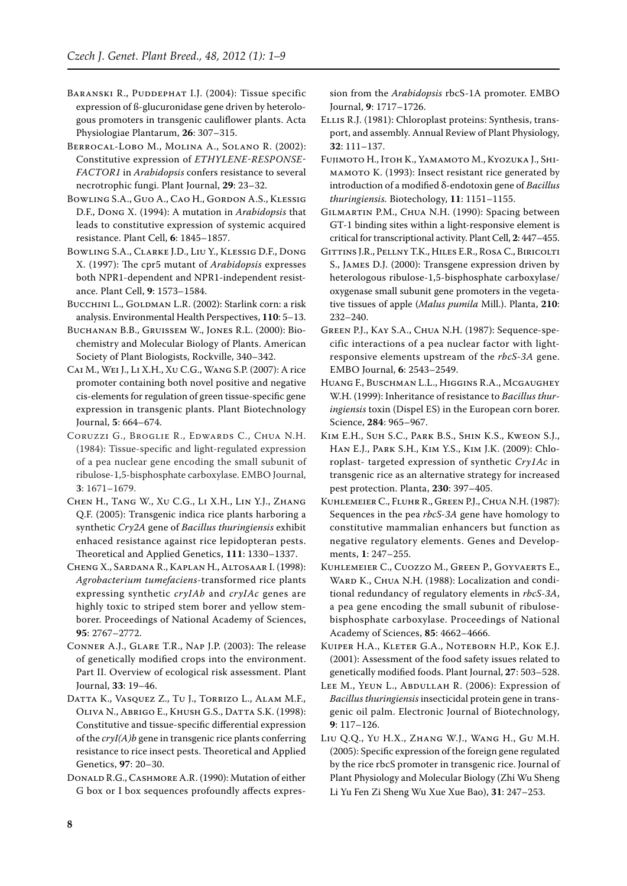Baranski R., Puddephat I.J. (2004): Tissue specific expression of ß-glucuronidase gene driven by heterologous promoters in transgenic cauliflower plants. Acta Physiologiae Plantarum, **26**: 307–315.

Berrocal-Lobo M., Molina A., Solano R. (2002): Constitutive expression of *ETHYLENE-RESPONSE-FACTOR1* in *Arabidopsis* confers resistance to several necrotrophic fungi. Plant Journal, **29**: 23–32.

Bowling S.A., Guo A., Cao H., Gordon A.S., Klessig D.F., Dong X. (1994): A mutation in *Arabidopsis* that leads to constitutive expression of systemic acquired resistance. Plant Cell, **6**: 1845–1857.

Bowling S.A., Clarke J.D., Liu Y., Klessig D.F., Dong X. (1997): The cpr5 mutant of *Arabidopsis* expresses both NPR1-dependent and NPR1-independent resistance. Plant Cell, **9**: 1573–1584.

Bucchini L., Goldman L.R. (2002): Starlink corn: a risk analysis. Environmental Health Perspectives, **110**: 5–13.

Buchanan B.B., Gruissem W., Jones R.L. (2000): Biochemistry and Molecular Biology of Plants. American Society of Plant Biologists, Rockville, 340–342.

Cai M., Wei J., Li X.H., Xu C.G., Wang S.P. (2007): A rice promoter containing both novel positive and negative cis-elements for regulation of green tissue-specific gene expression in transgenic plants. Plant Biotechnology Journal, **5**: 664–674.

Coruzzi G., Broglie R., Edwards C., Chua N.H. (1984): Tissue-specific and light-regulated expression of a pea nuclear gene encoding the small subunit of ribulose-1,5-bisphosphate carboxylase. EMBO Journal, **3**: 1671–1679.

Chen H., Tang W., Xu C.G., Li X.H., Lin Y.J., Zhang Q.F. (2005): Transgenic indica rice plants harboring a synthetic *Cry2A* gene of *Bacillus thuringiensis* exhibit enhaced resistance against rice lepidopteran pests. Theoretical and Applied Genetics, **111**: 1330–1337.

Cheng X., Sardana R., Kaplan H., Altosaar I. (1998): *Agrobacterium tumefaciens*-transformed rice plants expressing synthetic *cryIAb* and *cryIAc* genes are highly toxic to striped stem borer and yellow stemborer. Proceedings of National Academy of Sciences, **95**: 2767–2772.

Conner A.J., Glare T.R., Nap J.P. (2003): The release of genetically modified crops into the environment. Part II. Overview of ecological risk assessment. Plant Journal, **33**: 19–46.

Datta K., Vasquez Z., Tu J., Torrizo L., Alam M.F., Oliva N., Abrigo E., Khush G.S., Datta S.K. (1998): Constitutive and tissue-specific differential expression of the *cryI(A)b* gene in transgenic rice plants conferring resistance to rice insect pests. Theoretical and Applied Genetics, **97**: 20–30.

Donald R.G., Cashmore A.R. (1990): Mutation of either G box or I box sequences profoundly affects expression from the *Arabidopsis* rbcS-1A promoter. EMBO Journal, **9**: 1717–1726.

Ellis R.J. (1981): Chloroplast proteins: Synthesis, transport, and assembly. Annual Review of Plant Physiology, **32**: 111–137.

Fujimoto H., Itoh K., Yamamoto M., Kyozuka J., Shimamoto K. (1993): Insect resistant rice generated by introduction of a modified δ-endotoxin gene of *Bacillus thuringiensis.* Biotechology, **11**: 1151–1155.

Gilmartin P.M., Chua N.H. (1990): Spacing between GT-1 binding sites within a light-responsive element is critical for transcriptional activity. Plant Cell, **2**: 447–455.

Gittins J.R., Pellny T.K., Hiles E.R., Rosa C., Biricolti S., James D.J. (2000): Transgene expression driven by heterologous ribulose-1,5-bisphosphate carboxylase/oxygenase small subunit gene promoters in the vegetative tissues of apple (*Malus pumila* Mill.). Planta, **210**: 232–240.

Green P.J., Kay S.A., Chua N.H. (1987): Sequence-specific interactions of a pea nuclear factor with light-responsive elements upstream of the *rbcS-3A* gene. EMBO Journal, **6**: 2543–2549.

Huang F., Buschman L.L., Higgins R.A., Mcgaughey W.H. (1999): Inheritance of resistance to *Bacillus thuringiensis* toxin (Dispel ES) in the European corn borer. Science, **284**: 965–967.

Kim E.H., Suh S.C., Park B.S., Shin K.S., Kweon S.J., Han E.J., Park S.H., Kim Y.S., Kim J.K. (2009): Chloroplast- targeted expression of synthetic *Cry1Ac* in transgenic rice as an alternative strategy for increased pest protection. Planta, **230**: 397–405.

Kuhlemeier C., Fluhr R., Green P.J., Chua N.H. (1987): Sequences in the pea *rbcS-3A* gene have homology to constitutive mammalian enhancers but function as negative regulatory elements. Genes and Developments, **1**: 247–255.

Kuhlemeier C., Cuozzo M., Green P., Goyvaerts E., Ward K., Chua N.H. (1988): Localization and conditional redundancy of regulatory elements in *rbcS-3A*, a pea gene encoding the small subunit of ribulose-bisphosphate carboxylase. Proceedings of National Academy of Sciences, **85**: 4662–4666.

Kuiper H.A., Kleter G.A., Noteborn H.P., Kok E.J. (2001): Assessment of the food safety issues related to genetically modified foods. Plant Journal, **27**: 503–528.

Lee M., Yeun L., Abdullah R. (2006): Expression of *Bacillus thuringiensis* insecticidal protein gene in transgenic oil palm. Electronic Journal of Biotechnology, **9**: 117–126.

Liu Q.Q., Yu H.X., Zhang W.J., Wang H., Gu M.H. (2005): Specific expression of the foreign gene regulated by the rice rbcS promoter in transgenic rice. Journal of Plant Physiology and Molecular Biology (Zhi Wu Sheng Li Yu Fen Zi Sheng Wu Xue Xue Bao), **31**: 247–253.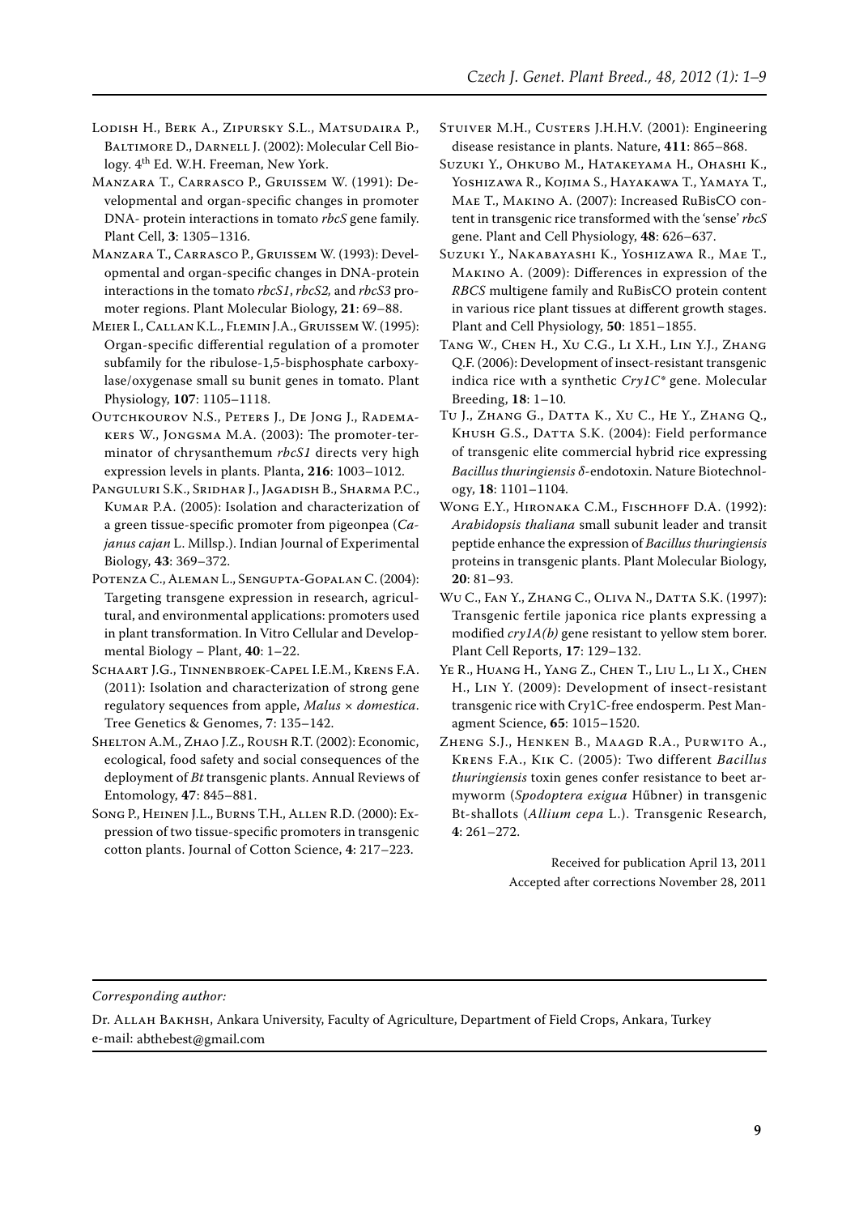Lodish H., Berk A., Zipursky S.L., Matsudaira P., Baltimore D., Darnell J. (2002): Molecular Cell Biology. 4th Ed. W.H. Freeman, New York.

Manzara T., Carrasco P., Gruissem W. (1991): Developmental and organ-specific changes in promoter DNA- protein interactions in tomato *rbcS* gene family. Plant Cell, **3**: 1305–1316.

Manzara T., Carrasco P., Gruissem W. (1993): Developmental and organ-specific changes in DNA-protein interactions in the tomato *rbcS1*, *rbcS2,* and *rbcS3* promoter regions. Plant Molecular Biology, **21**: 69–88.

Meier I., Callan K.L., Flemin J.A., Gruissem W. (1995): Organ-specific differential regulation of a promoter subfamily for the ribulose-1,5-bisphosphate carboxylase/oxygenase small su bunit genes in tomato. Plant Physiology, **107**: 1105–1118.

Outchkourov N.S., Peters J., De Jong J., Rademakers W., Jongsma M.A. (2003): The promoter-terminator of chrysanthemum *rbcS1* directs very high expression levels in plants. Planta, **216**: 1003–1012.

Panguluri S.K., Sridhar J., Jagadish B., Sharma P.C., Kumar P.A. (2005): Isolation and characterization of a green tissue-specific promoter from pigeonpea (*Cajanus cajan* L. Millsp.). Indian Journal of Experimental Biology, **43**: 369–372.

Potenza C., Aleman L., Sengupta-Gopalan C. (2004): Targeting transgene expression in research, agricultural, and environmental applications: promoters used in plant transformation. In Vitro Cellular and Developmental Biology – Plant, **40**: 1–22.

Schaart J.G., Tinnenbroek-Capel I.E.M., Krens F.A. (2011): Isolation and characterization of strong gene regulatory sequences from apple, *Malus* × *domestica*. Tree Genetics & Genomes, **7**: 135–142.

Shelton A.M., Zhao J.Z., Roush R.T. (2002): Economic, ecological, food safety and social consequences of the deployment of *Bt* transgenic plants. Annual Reviews of Entomology, **47**: 845–881.

Song P., Heinen J.L., Burns T.H., Allen R.D. (2000): Expression of two tissue-specific promoters in transgenic cotton plants. Journal of Cotton Science, **4**: 217–223.

Stuiver M.H., Custers J.H.H.V. (2001): Engineering disease resistance in plants. Nature, **411**: 865–868.

Suzuki Y., Ohkubo M., Hatakeyama H., Ohashi K., Yoshizawa R., Kojima S., Hayakawa T., Yamaya T., Mae T., Makino A. (2007): Increased RuBisCO content in transgenic rice transformed with the 'sense' *rbcS* gene. Plant and Cell Physiology, **48**: 626–637.

Suzuki Y., Nakabayashi K., Yoshizawa R., Mae T., Makino A. (2009): Differences in expression of the *RBCS* multigene family and RuBisCO protein content in various rice plant tissues at different growth stages. Plant and Cell Physiology, **50**: 1851–1855.

Tang W., Chen H., Xu C.G., Li X.H., Lin Y.J., Zhang Q.F. (2006): Development of insect-resistant transgenic indica rice with a synthetic *Cry1C\** gene. Molecular Breeding, **18**: 1–10.

Tu J., Zhang G., Datta K., Xu C., He Y., Zhang Q., Khush G.S., Datta S.K. (2004): Field performance of transgenic elite commercial hybrid rice expressing *Bacillus thuringiensis* δ-endotoxin. Nature Biotechnology, **18**: 1101–1104.

Wong E.Y., Hironaka C.M., Fischhoff D.A. (1992): *Arabidopsis thaliana* small subunit leader and transit peptide enhance the expression of *Bacillus thuringiensis* proteins in transgenic plants. Plant Molecular Biology, **20**: 81–93.

Wu C., Fan Y., Zhang C., Oliva N., Datta S.K. (1997): Transgenic fertile japonica rice plants expressing a modified *cry1A(b)* gene resistant to yellow stem borer. Plant Cell Reports, **17**: 129–132.

Ye R., Huang H., Yang Z., Chen T., Liu L., Li X., Chen H., Lin Y. (2009): Development of insect-resistant transgenic rice with Cry1C-free endosperm. Pest Managment Science, **65**: 1015–1520.

Zheng S.J., Henken B., Maagd R.A., Purwito A., Krens F.A., Kik C. (2005): Two different *Bacillus thuringiensis* toxin genes confer resistance to beet armyworm (*Spodoptera exigua* Hűbner) in transgenic Bt-shallots (*Allium cepa* L.). Transgenic Research, **4**: 261–272.

Received for publication April 13, 2011
Accepted after corrections November 28, 2011

*Corresponding author:*

Dr. Allah Bakhsh, Ankara University, Faculty of Agriculture, Department of Field Crops, Ankara, Turkey
e-mail: abthebest@gmail.com